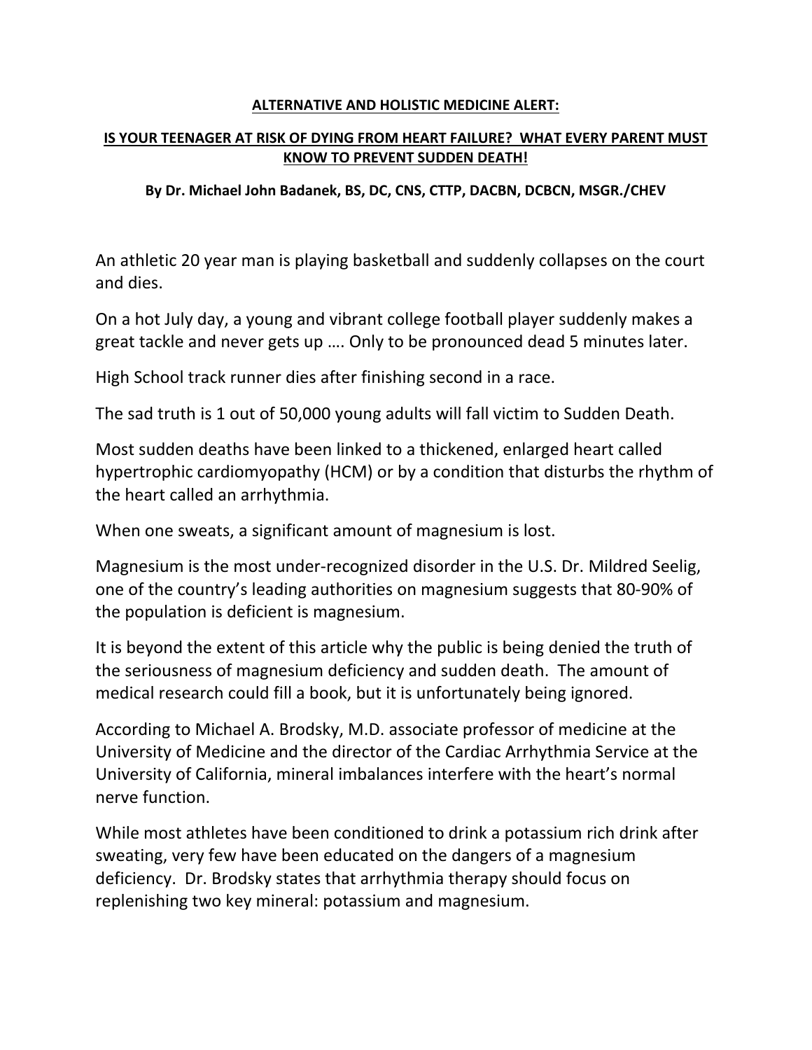**ALTERNATIVE AND HOLISTIC MEDICINE ALERT:**

**IS YOUR TEENAGER AT RISK OF DYING FROM HEART FAILURE? WHAT EVERY PARENT MUST KNOW TO PREVENT SUDDEN DEATH!**

**By Dr. Michael John Badanek, BS, DC, CNS, CTTP, DACBN, DCBCN, MSGR./CHEV**

An athletic 20 year man is playing basketball and suddenly collapses on the court and dies.

On a hot July day, a young and vibrant college football player suddenly makes a great tackle and never gets up …. Only to be pronounced dead 5 minutes later.

High School track runner dies after finishing second in a race.

The sad truth is 1 out of 50,000 young adults will fall victim to Sudden Death.

Most sudden deaths have been linked to a thickened, enlarged heart called hypertrophic cardiomyopathy (HCM) or by a condition that disturbs the rhythm of the heart called an arrhythmia.

When one sweats, a significant amount of magnesium is lost.

Magnesium is the most under-recognized disorder in the U.S. Dr. Mildred Seelig, one of the country's leading authorities on magnesium suggests that 80-90% of the population is deficient is magnesium.

It is beyond the extent of this article why the public is being denied the truth of the seriousness of magnesium deficiency and sudden death. The amount of medical research could fill a book, but it is unfortunately being ignored.

According to Michael A. Brodsky, M.D. associate professor of medicine at the University of Medicine and the director of the Cardiac Arrhythmia Service at the University of California, mineral imbalances interfere with the heart's normal nerve function.

While most athletes have been conditioned to drink a potassium rich drink after sweating, very few have been educated on the dangers of a magnesium deficiency. Dr. Brodsky states that arrhythmia therapy should focus on replenishing two key mineral: potassium and magnesium.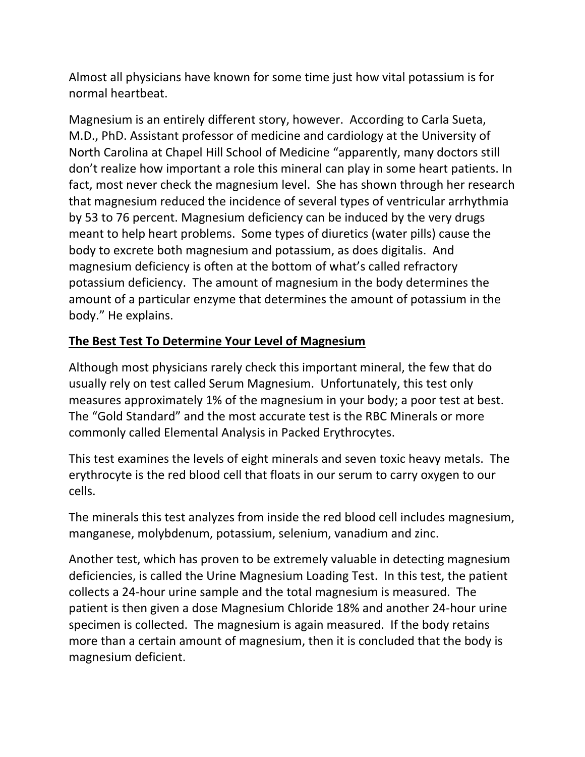Almost all physicians have known for some time just how vital potassium is for normal heartbeat.

Magnesium is an entirely different story, however. According to Carla Sueta, M.D., PhD. Assistant professor of medicine and cardiology at the University of North Carolina at Chapel Hill School of Medicine "apparently, many doctors still don't realize how important a role this mineral can play in some heart patients. In fact, most never check the magnesium level. She has shown through her research that magnesium reduced the incidence of several types of ventricular arrhythmia by 53 to 76 percent. Magnesium deficiency can be induced by the very drugs meant to help heart problems. Some types of diuretics (water pills) cause the body to excrete both magnesium and potassium, as does digitalis. And magnesium deficiency is often at the bottom of what's called refractory potassium deficiency. The amount of magnesium in the body determines the amount of a particular enzyme that determines the amount of potassium in the body." He explains.

## <u>The Best Test To Determine Your Level of Magnesium</u>

Although most physicians rarely check this important mineral, the few that do usually rely on test called Serum Magnesium. Unfortunately, this test only measures approximately 1% of the magnesium in your body; a poor test at best. The "Gold Standard" and the most accurate test is the RBC Minerals or more commonly called Elemental Analysis in Packed Erythrocytes.

This test examines the levels of eight minerals and seven toxic heavy metals. The erythrocyte is the red blood cell that floats in our serum to carry oxygen to our cells.

The minerals this test analyzes from inside the red blood cell includes magnesium, manganese, molybdenum, potassium, selenium, vanadium and zinc.

Another test, which has proven to be extremely valuable in detecting magnesium deficiencies, is called the Urine Magnesium Loading Test. In this test, the patient collects a 24-hour urine sample and the total magnesium is measured. The patient is then given a dose Magnesium Chloride 18% and another 24-hour urine specimen is collected. The magnesium is again measured. If the body retains more than a certain amount of magnesium, then it is concluded that the body is magnesium deficient.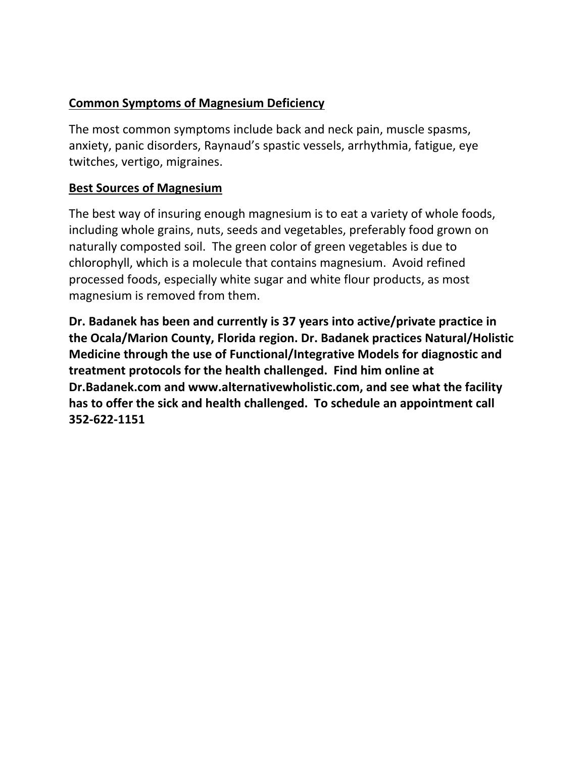**<u>Common Symptoms of Magnesium Deficiency</u>**

The most common symptoms include back and neck pain, muscle spasms, anxiety, panic disorders, Raynaud's spastic vessels, arrhythmia, fatigue, eye twitches, vertigo, migraines.

**<u>Best Sources of Magnesium</u>**

The best way of insuring enough magnesium is to eat a variety of whole foods, including whole grains, nuts, seeds and vegetables, preferably food grown on naturally composted soil. The green color of green vegetables is due to chlorophyll, which is a molecule that contains magnesium. Avoid refined processed foods, especially white sugar and white flour products, as most magnesium is removed from them.

**Dr. Badanek has been and currently is 37 years into active/private practice in the Ocala/Marion County, Florida region. Dr. Badanek practices Natural/Holistic Medicine through the use of Functional/Integrative Models for diagnostic and treatment protocols for the health challenged. Find him online at Dr.Badanek.com and www.alternativewholistic.com, and see what the facility has to offer the sick and health challenged. To schedule an appointment call 352-622-1151**